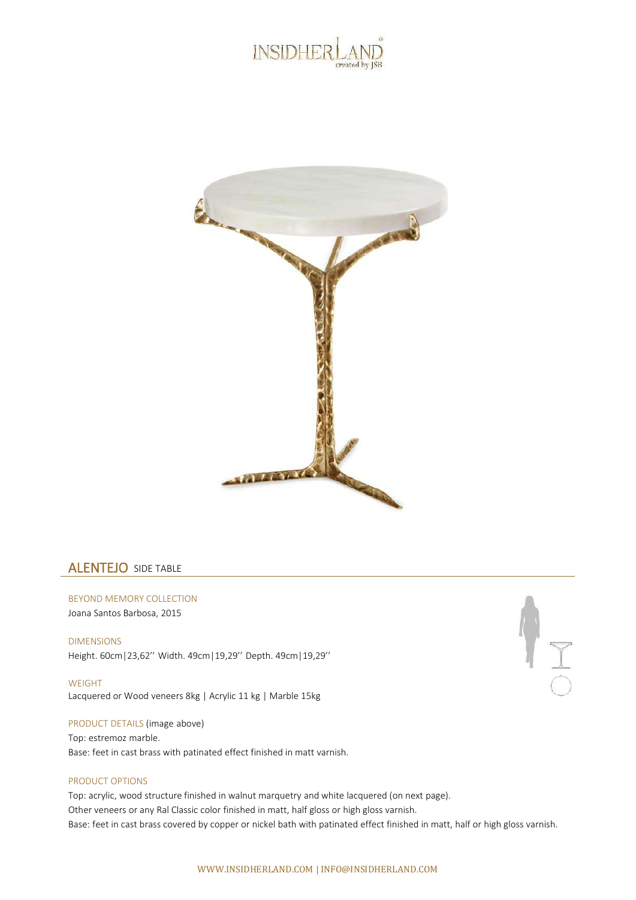# ALENTEJO SIDE TABLE

BEYOND MEMORY COLLECTION

Joana Santos Barbosa, 2015

DIMENSIONS

Height. 60cm|23,62'' Width. 49cm|19,29'' Depth. 49cm|19,29''

WEIGHT

Lacquered or Wood veneers 8kg | Acrylic 11 kg | Marble 15kg

PRODUCT DETAILS (image above)

Top: estremoz marble.

Base: feet in cast brass with patinated effect finished in matt varnish.

PRODUCT OPTIONS

Top: acrylic, wood structure finished in walnut marquetry and white lacquered (on next page).

Other veneers or any Ral Classic color finished in matt, half gloss or high gloss varnish.

Base: feet in cast brass covered by copper or nickel bath with patinated effect finished in matt, half or high gloss varnish.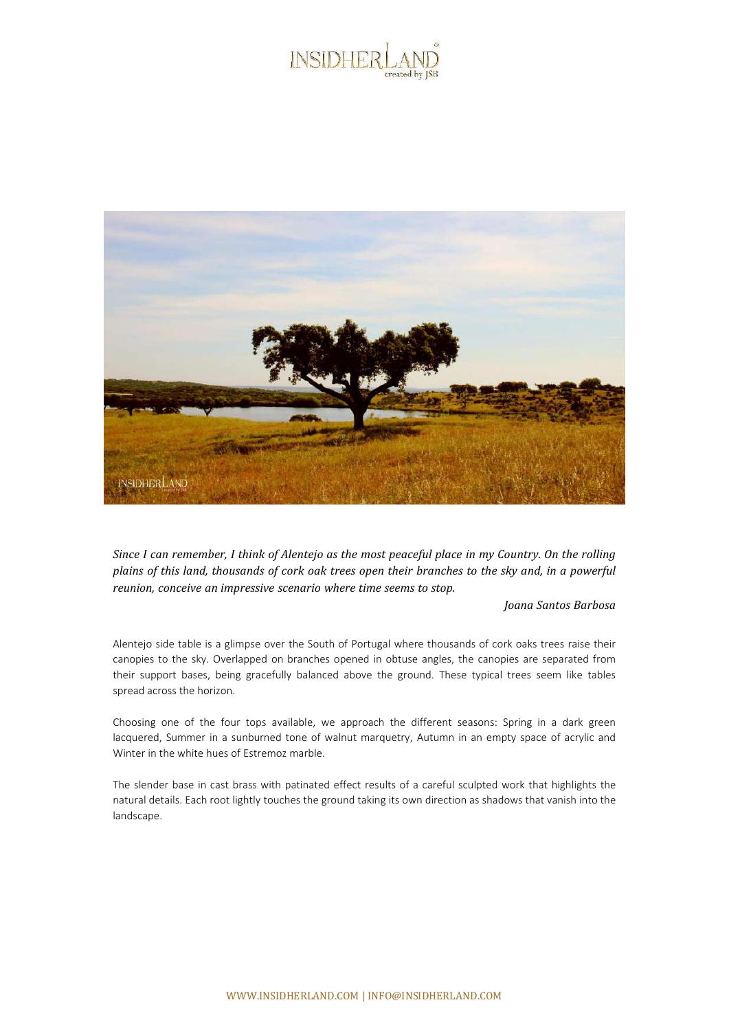*Since I can remember, I think of Alentejo as the most peaceful place in my Country. On the rolling plains of this land, thousands of cork oak trees open their branches to the sky and, in a powerful reunion, conceive an impressive scenario where time seems to stop.*

*Joana Santos Barbosa*

Alentejo side table is a glimpse over the South of Portugal where thousands of cork oaks trees raise their canopies to the sky. Overlapped on branches opened in obtuse angles, the canopies are separated from their support bases, being gracefully balanced above the ground. These typical trees seem like tables spread across the horizon.

Choosing one of the four tops available, we approach the different seasons: Spring in a dark green lacquered, Summer in a sunburned tone of walnut marquetry, Autumn in an empty space of acrylic and Winter in the white hues of Estremoz marble.

The slender base in cast brass with patinated effect results of a careful sculpted work that highlights the natural details. Each root lightly touches the ground taking its own direction as shadows that vanish into the landscape.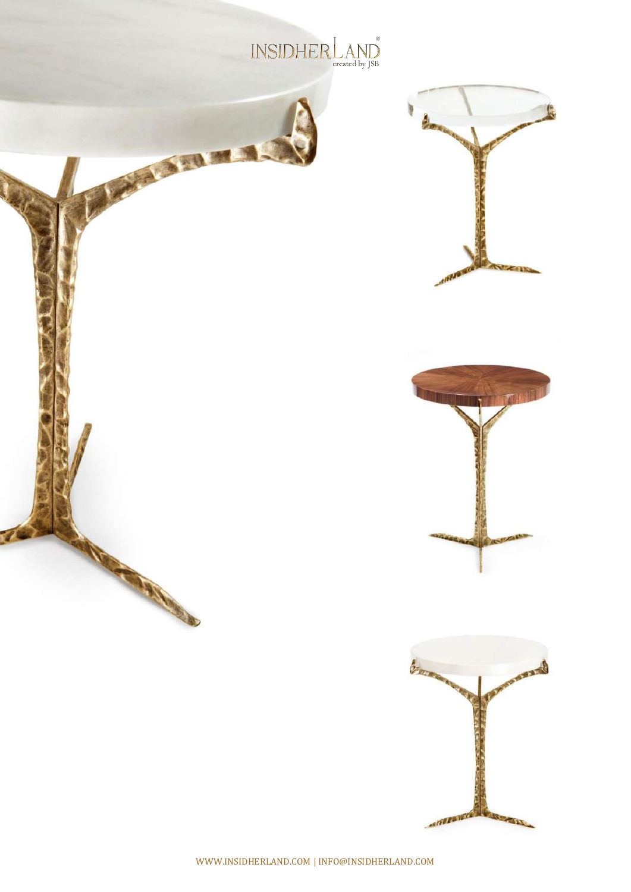INSIDHERLAND®
created by JSB

WWW.INSIDHERLAND.COM | INFO@INSIDHERLAND.COM